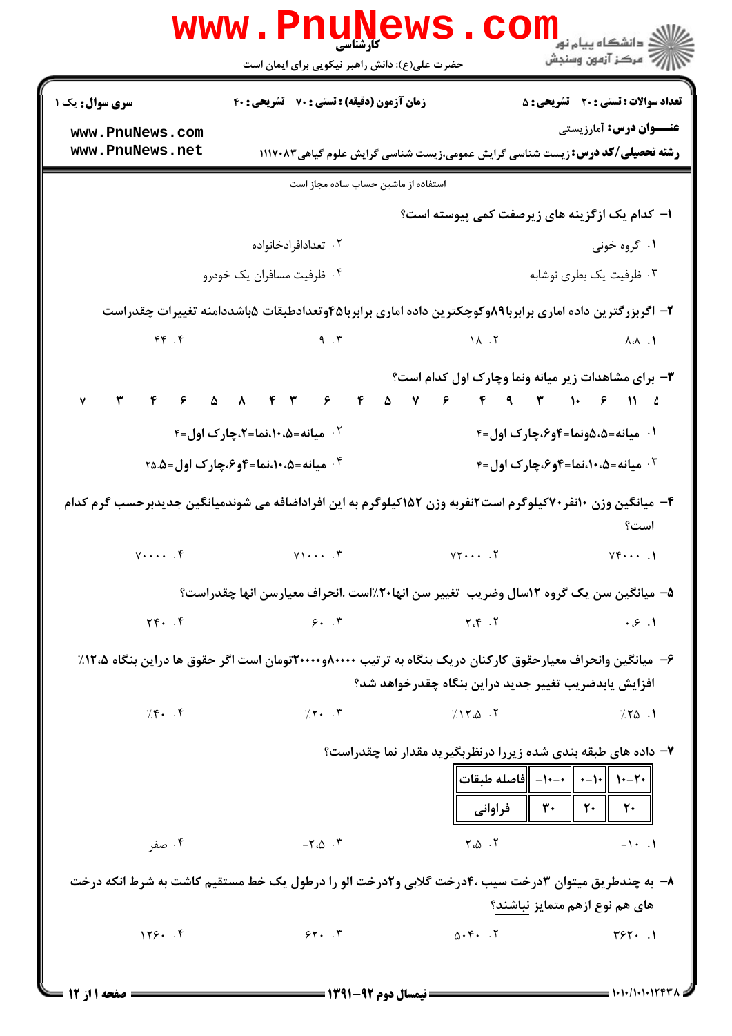کارشناسی

حضرت علی(ع): دانش راهبر نیکویی برای ایمان است

| سری سوال: یک ۱ | زمان آزمون (دقیقه) : تستی : ۷۰ تشریحی : ۴۰ | تعداد سوالات : تستی : ۲۰ تشریحی : ۵ |
|---|---|---|

**عنـــوان درس:** آمارزیستی

**رشته تحصیلی/کد درس:** زیست شناسی گرایش عمومی،زیست شناسی گرایش علوم گیاهی ۱۱۱۷۰۸۳

استفاده از ماشین حساب ساده مجاز است

۱- کدام یک ازگزینه های زیرصفت کمی پیوسته است؟

۱. گروه خونی
۲. تعدادافرادخانواده
۳. ظرفیت یک بطری نوشابه
۴. ظرفیت مسافران یک خودرو

۲- اگربزرگترین داده اماری برابربا۸۹وکوچکترین داده اماری برابربا۴۵وتعدادطبقات ۵باشددامنه تغییرات چقدراست

۱. ۸.۸
۲. ۱۸
۳. ۹
۴. ۴۴

۳- برای مشاهدات زیر میانه ونما وچارک اول کدام است؟

۵ ۱۱ ۶ ۱۰ ۳ ۹ ۴ ۶ ۷ ۵ ۴ ۶ ۳ ۴ ۸ ۵ ۶ ۴ ۳ ۷

۱. میانه=۵.۵ونما=۴و۶،چارک اول=۴
۲. میانه=۵.۱۰،نما=۲،چارک اول=۴
۳. میانه=۵.۱۰،نما=۴و۶،چارک اول=۴
۴. میانه=۵.۱۰،نما=۴و۶،چارک اول=۲۵.۵

۴- میانگین وزن ۱۰نفر۷۰کیلوگرم است۲نفربه وزن ۱۵۲کیلوگرم به این افراداضافه می شوندمیانگین جدیدبرحسب گرم کدام است؟

۱. ۷۴۰۰۰
۲. ۷۲۰۰۰
۳. ۷۱۰۰۰
۴. ۷۰۰۰۰

۵- میانگین سن یک گروه ۱۲سال وضریب تغییر سن انها۲۰٪است .انحراف معیارسن انها چقدراست؟

۱. ۰.۶
۲. ۲.۴
۳. ۶۰
۴. ۲۴۰

۶- میانگین وانحراف معیارحقوق کارکنان دریک بنگاه به ترتیب ۸۰۰۰۰و۲۰۰۰۰تومان است اگر حقوق ها دراین بنگاه ۱۲.۵٪ افزایش یابدضریب تغییر جدید دراین بنگاه چقدرخواهد شد؟

۱. ٪۲۵
۲. ٪۱۲.۵
۳. ٪۲۰
۴. ٪۴۰

۷- داده های طبقه بندی شده زیررا درنظربگیرید مقدار نما چقدراست؟

| فاصله طبقات | ۱۰-۰- | ۱۰-۰ | ۲۰-۱۰ |
|---|---|---|---|
| فراوانی | ۳۰ | ۲۰ | ۲۰ |

۱. ۱۰-
۲. ۲.۵
۳. ۲.۵-
۴. صفر

۸- به چندطریق میتوان ۳درخت سیب ،۴درخت گلابی و۲درخت الو را درطول یک خط مستقیم کاشت به شرط انکه درخت های هم نوع ازهم متمایز نباشند؟

۱. ۳۶۲۰
۲. ۵۰۴۰
۳. ۶۲۰
۴. ۱۲۶۰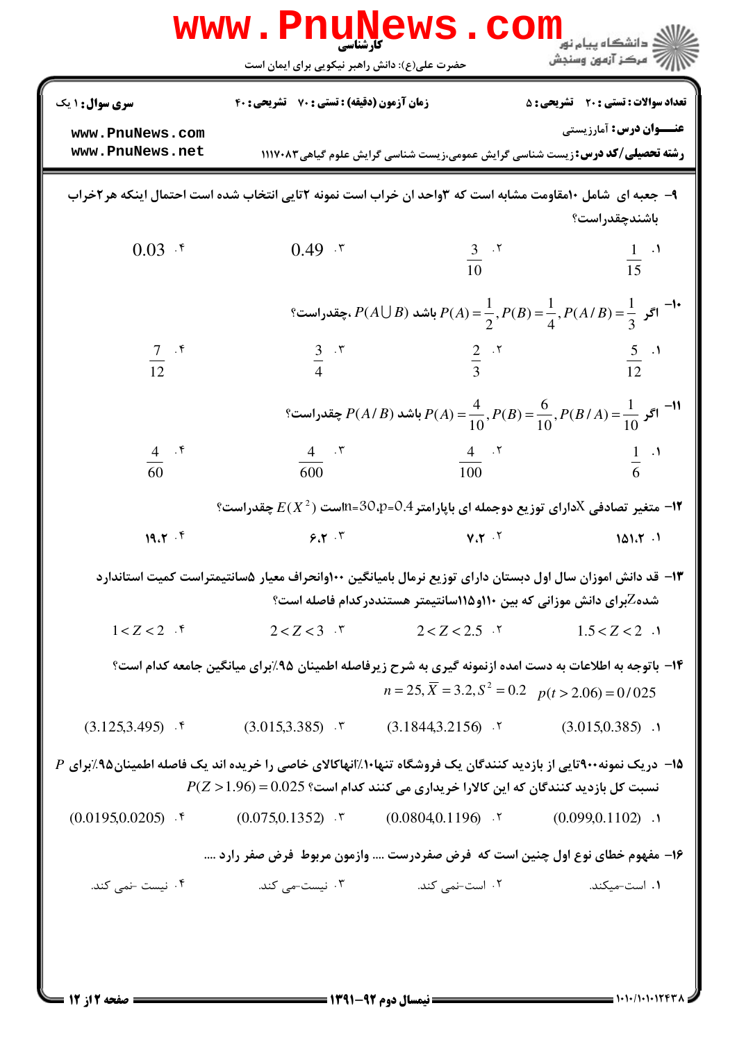۹- جعبه ای شامل ۱۰مقاومت مشابه است که ۳واحد ان خراب است نمونه ۲تایی انتخاب شده است احتمال اینکه هر۲خراب باشندچقدراست؟

۱. $\frac{1}{15}$

۲. $\frac{3}{10}$

۳. $0.49$

۴. $0.03$

۱۰- اگر $P(A)=\frac{1}{2}, P(B)=\frac{1}{4}, P(A/B)=\frac{1}{3}$ باشد $P(A\bigcup B)$ ،چقدراست؟

۱. $\frac{5}{12}$

۲. $\frac{2}{3}$

۳. $\frac{3}{4}$

۴. $\frac{7}{12}$

۱۱- اگر $P(A)=\frac{4}{10}, P(B)=\frac{6}{10}, P(B/A)=\frac{1}{10}$ باشد $P(A/B)$ چقدراست؟

۱. $\frac{1}{6}$

۲. $\frac{4}{100}$

۳. $\frac{4}{600}$

۴. $\frac{4}{60}$

۱۲- متغیر تصادفی Xدارای توزیع دوجمله ای باپارامتر n=30،p=0.4است $E(X^2)$ چقدراست؟

۱. ۱۵۱.۲

۲. ۷.۲

۳. ۶.۲

۴. ۱۹.۲

۱۳- قد دانش اموزان سال اول دبستان دارای توزیع نرمال بامیانگین ۱۰۰وانحراف معیار ۵سانتیمتراست کمیت استاندارد شدهZبرای دانش موزانی که بین ۱۱۰و۱۱۵سانتیمتر هستنددرکدام فاصله است؟

۱. $1.5<Z<2$

۲. $2<Z<2.5$

۳. $2<Z<3$

۴. $1<Z<2$

۱۴- باتوجه به اطلاعات به دست امده ازنمونه گیری به شرح زیرفاصله اطمینان ۹۵٪برای میانگین جامعه کدام است؟

$n=25, \overline{X}=3.2, S^2=0.2 \quad p(t>2.06)=0/025$

۱. $(3.015,0.385)$

۲. $(3.1844,3.2156)$

۳. $(3.015,3.385)$

۴. $(3.125,3.495)$

۱۵- دریک نمونه۹۰۰تایی از بازدید کنندگان یک فروشگاه تنها۱۰٪انهاکالای خاصی را خریده اند یک فاصله اطمینان۹۵٪برای $P$ نسبت کل بازدید کنندگان که این کالارا خریداری می کنند کدام است؟ $P(Z>1.96)=0.025$

۱. $(0.099,0.1102)$

۲. $(0.0804,0.1196)$

۳. $(0.075,0.1352)$

۴. $(0.0195,0.0205)$

۱۶- مفهوم خطای نوع اول چنین است که فرض صفردرست .... وازمون مربوط فرض صفر رارد ....

۱. است-میکند.

۲. است-نمی کند.

۳. نیست-می کند.

۴. نیست -نمی کند.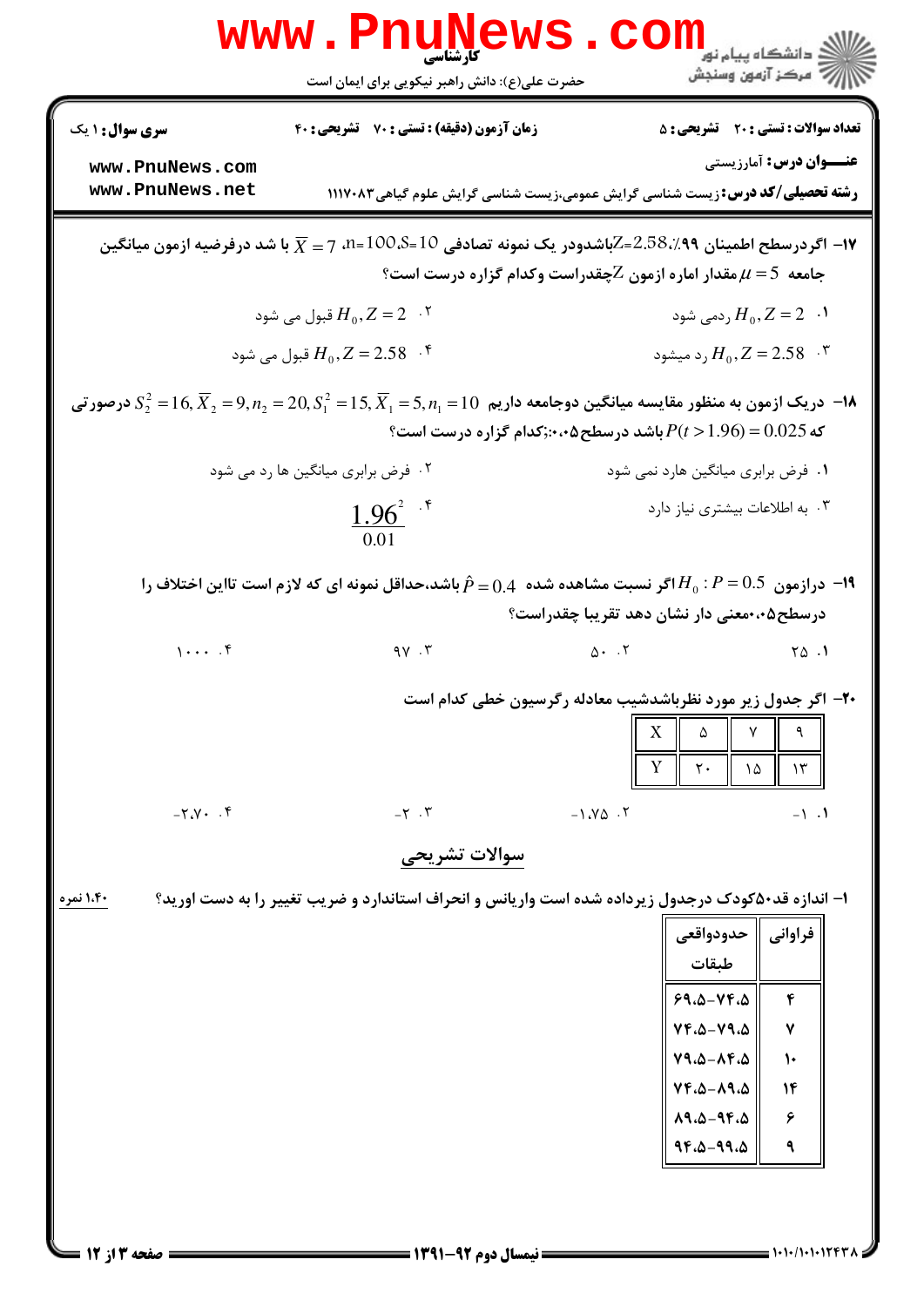۱۷- اگردرسطح اطمینان ۹۹٪، $Z=2.58$باشدودر یک نمونه تصادفی $n=100, S=10$، $\overline{X}=7$ با شد درفرضیه ازمون میانگین جامعه $\mu=5$ مقدار اماره ازمون $Z$چقدراست وکدام گزاره درست است؟

۱. $H_0, Z=2$ ردمی شود

۲. $H_0, Z=2$ قبول می شود

۳. $H_0, Z=2.58$ رد میشود

۴. $H_0, Z=2.58$ قبول می شود

۱۸- دریک ازمون به منظور مقایسه میانگین دوجامعه داریم $n_1=10$, $\overline{X}_1=5$, $S_1^2=15$, $n_2=20$, $\overline{X}_2=9$, $S_2^2=16$ درصورتی که $P(t>1.96)=0.025$ باشد درسطح۰،۰۵:کدام گزاره درست است؟

۱. فرض برابری میانگین هارد نمی شود

۲. فرض برابری میانگین ها رد می شود

۳. به اطلاعات بیشتری نیاز دارد

۴. $\dfrac{1.96^2}{0.01}$

۱۹- درازمون $H_0: P=0.5$ اگر نسبت مشاهده شده $\hat{P}=0.4$ باشد،حداقل نمونه ای که لازم است تااین اختلاف را درسطح۰،۰۵معنی دار نشان دهد تقریبا چقدراست؟

۱. ۲۵

۲. ۵۰

۳. ۹۷

۴. ۱۰۰۰

۲۰- اگر جدول زیر مورد نظرباشدشیب معادله رگرسیون خطی کدام است

| | | | |
|---|---|---|---|
| X | ۵ | ۷ | ۹ |
| Y | ۲۰ | ۱۵ | ۱۳ |

۱. ۱-

۲. ۱،۷۵-

۳. ۲-

۴. ۲،۷۰-

## سوالات تشریحی

۱- اندازه قد۵۰کودک درجدول زیرداده شده است واریانس و انحراف استاندارد و ضریب تغییر را به دست اورید؟ ۱،۴۰ نمره

| حدودواقعی طبقات | فراوانی |
|---|---|
| ۶۹،۵-۷۴،۵ | ۴ |
| ۷۴،۵-۷۹،۵ | ۷ |
| ۷۹،۵-۸۴،۵ | ۱۰ |
| ۷۴،۵-۸۹،۵ | ۱۴ |
| ۸۹،۵-۹۴،۵ | ۶ |
| ۹۴،۵-۹۹،۵ | ۹ |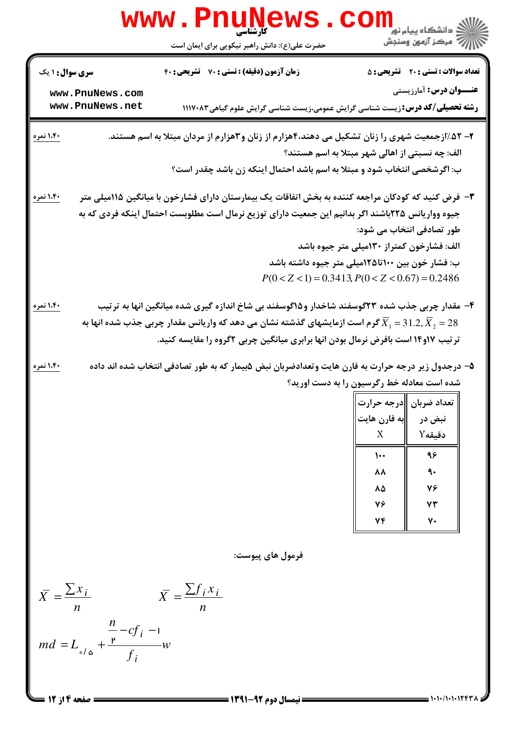کارشناسی

حضرت علی(ع): دانش راهبر نیکویی برای ایمان است

**تعداد سوالات : تستی : ۲۰ تشریحی : ۵** | **زمان آزمون (دقیقه) : تستی : ۷۰ تشریحی : ۴۰** | **سری سوال : ۱ یک**

**عنـــوان درس:** آمارزیستی

**رشته تحصیلی/کد درس:** زیست شناسی گرایش عمومی،زیست شناسی گرایش علوم گیاهی۱۱۱۷۰۸۳

۲– ۵۲٪ازجمعیت شهری را زنان تشکیل می دهند،۴هزارم از زنان و۳هزارم از مردان مبتلا به اسم هستند. (۱،۴۰ نمره)

الف: چه نسبتی از اهالی شهر مبتلا به اسم هستند؟

ب: اگرشخصی انتخاب شود و مبتلا به اسم باشد احتمال اینکه زن باشد چقدر است؟

۳– فرض کنید که کودکان مراجعه کننده به بخش اتفاقات یک بیمارستان دارای فشارخون با میانگین ۱۱۵میلی متر جیوه وواریانس ۲۲۵باشند اگر بدانیم این جمعیت دارای توزیع نرمال است مطلوبست احتمال اینکه فردی که به طور تصادفی انتخاب می شود: (۱،۴۰ نمره)

الف: فشارخون کمتراز ۱۳۰میلی متر جیوه باشد

ب: فشار خون بین ۱۰۰تا۱۲۵میلی متر جیوه داشته باشد

$P(0 < Z < 1) = 0.3413, P(0 < Z < 0.67) = 0.2486$

۴– مقدار چربی جذب شده ۲۳گوسفند شاخدار و۱۵گوسفند بی شاخ اندازه گیری شده میانگین انها به ترتیب $\overline{X}_1 = 31.2, \overline{X}_2 = 28$ گرم است ازمایشهای گذشته نشان می دهد که واریانس مقدار چربی جذب شده انها به ترتیب ۱۷و۱۴ است بافرض نرمال بودن انها برابری میانگین چربی ۲گروه را مقایسه کنید. (۱،۴۰ نمره)

۵– درجدول زیر درجه حرارت به فارن هایت وتعدادضربان نبض ۵بیمار که به طور تصادفی انتخاب شده اند داده شده است معادله خط رگرسیون را به دست اورید؟ (۱،۴۰ نمره)

| تعداد ضربان نبض در دقیقه Y | درجه حرارت به فارن هایت X |
| --- | --- |
| ۹۶ | ۱۰۰ |
| ۹۰ | ۸۸ |
| ۷۶ | ۸۵ |
| ۷۳ | ۷۶ |
| ۷۰ | ۷۴ |

فرمول های پیوست:

$$\overline{X} = \frac{\sum x_i}{n} \qquad \overline{X} = \frac{\sum f_i x_i}{n}$$

$$md = L_{0/5} + \frac{\frac{n}{2} - cf_{i-1}}{f_i} w$$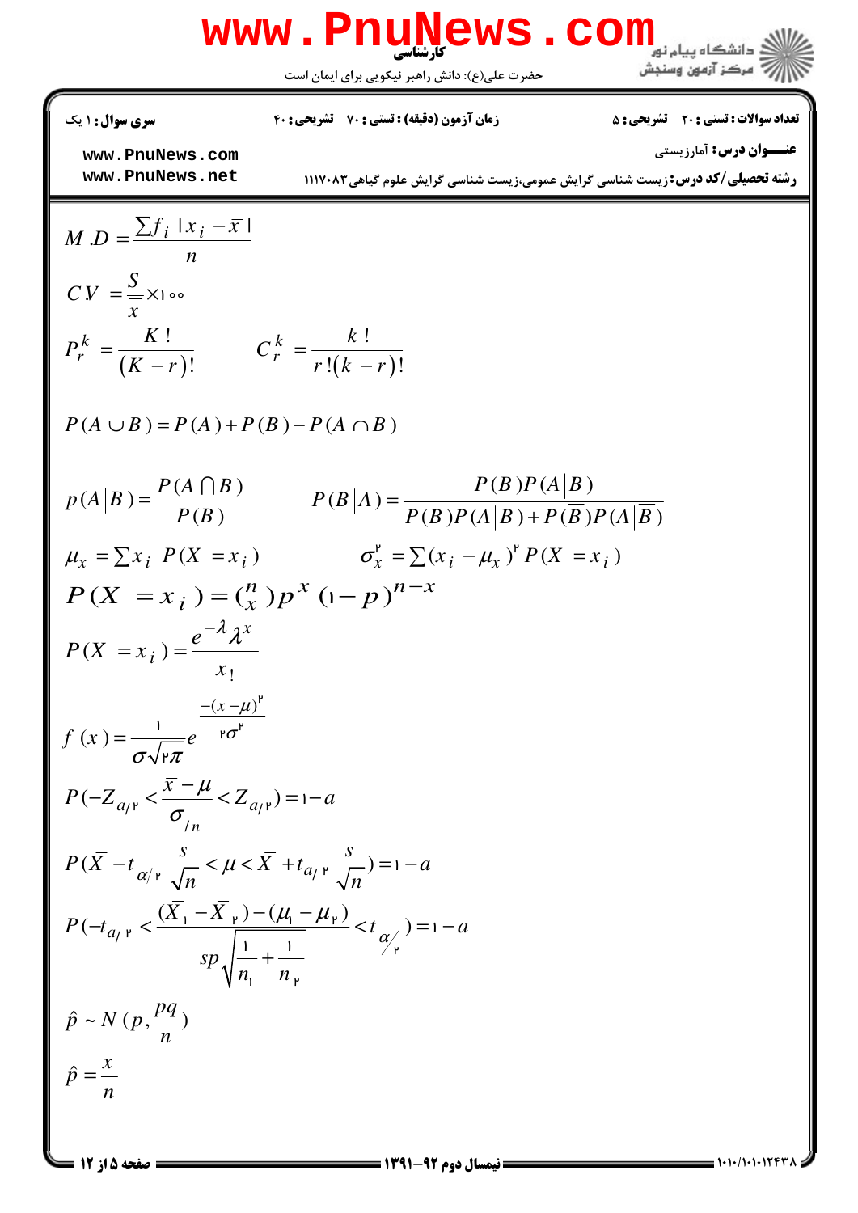$$M.D = \frac{\sum f_i \,|x_i - \bar{x}|}{n}$$

$$C.V = \frac{S}{\bar{x}} \times 100$$

$$P_r^k = \frac{K!}{(K-r)!} \qquad C_r^k = \frac{k!}{r!(k-r)!}$$

$$P(A \cup B) = P(A) + P(B) - P(A \cap B)$$

$$p(A|B) = \frac{P(A \cap B)}{P(B)} \qquad P(B|A) = \frac{P(B)P(A|B)}{P(B)P(A|B) + P(\bar{B})P(A|\bar{B})}$$

$$\mu_x = \sum x_i \; P(X = x_i) \qquad \sigma_x^2 = \sum (x_i - \mu_x)^2 \, P(X = x_i)$$

$$P(X = x_i) = \binom{n}{x} p^x (1-p)^{n-x}$$

$$P(X = x_i) = \frac{e^{-\lambda}\lambda^x}{x!}$$

$$f(x) = \frac{1}{\sigma\sqrt{2\pi}} e^{\frac{-(x-\mu)^2}{2\sigma^2}}$$

$$P(-Z_{a/2} < \frac{\bar{x} - \mu}{\sigma_{/n}} < Z_{a/2}) = 1 - a$$

$$P(\bar{X} - t_{\alpha/2} \frac{s}{\sqrt{n}} < \mu < \bar{X} + t_{a/2} \frac{s}{\sqrt{n}}) = 1 - a$$

$$P(-t_{a/2} < \frac{(\bar{X}_1 - \bar{X}_2) - (\mu_1 - \mu_2)}{sp\sqrt{\frac{1}{n_1} + \frac{1}{n_2}}} < t_{\alpha/2}) = 1 - a$$

$$\hat{p} \sim N(p, \frac{pq}{n})$$

$$\hat{p} = \frac{x}{n}$$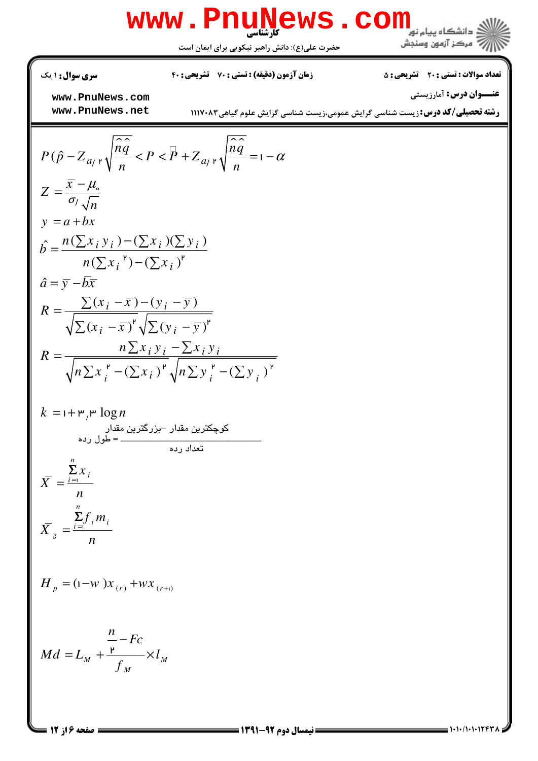**سری سوال:** ۱ یک

**زمان آزمون (دقیقه) : تستی :** ۷۰ **تشریحی :** ۴۰

**تعداد سوالات : تستی :** ۲۰ **تشریحی :** ۵

**عنـــوان درس:** آمارزیستی

**رشته تحصیلی/کد درس:** زیست شناسی گرایش عمومی،زیست شناسی گرایش علوم گیاهی۱۱۱۷۰۸۳

$$P(\hat{p} - Z_{\alpha/۲}\sqrt{\frac{\hat{n}\hat{q}}{n}} < P < \hat{P} + Z_{\alpha/۲}\sqrt{\frac{\hat{n}\hat{q}}{n}} = ۱ - \alpha$$

$$Z = \frac{\bar{x} - \mu_۰}{\sigma/\sqrt{n}}$$

$$y = a + bx$$

$$\hat{b} = \frac{n(\sum x_i y_i) - (\sum x_i)(\sum y_i)}{n(\sum x_i^{۲}) - (\sum x_i)^{۲}}$$

$$\hat{a} = \bar{y} - \bar{b}\bar{x}$$

$$R = \frac{\sum(x_i - \bar{x}) - (y_i - \bar{y})}{\sqrt{\sum(x_i - \bar{x})^{۲}}\sqrt{\sum(y_i - \bar{y})^{۲}}}$$

$$R = \frac{n\sum x_i y_i - \sum x_i y_i}{\sqrt{n\sum x_i^{۲} - (\sum x_i)^{۲}}\sqrt{n\sum y_i^{۲} - (\sum y_i)^{۲}}}$$

$$k = ۱ + ۳/۳ \log n$$

طول رده = (کوچکترین مقدار − بزرگترین مقدار) / تعداد رده

$$\bar{X} = \frac{\sum_{i=۱}^{n} x_i}{n}$$

$$\bar{X}_g = \frac{\sum_{i=۱}^{n} f_i m_i}{n}$$

$$H_p = (۱ - w)x_{(r)} + wx_{(r+۱)}$$

$$Md = L_M + \frac{\frac{n}{۲} - Fc}{f_M} \times l_M$$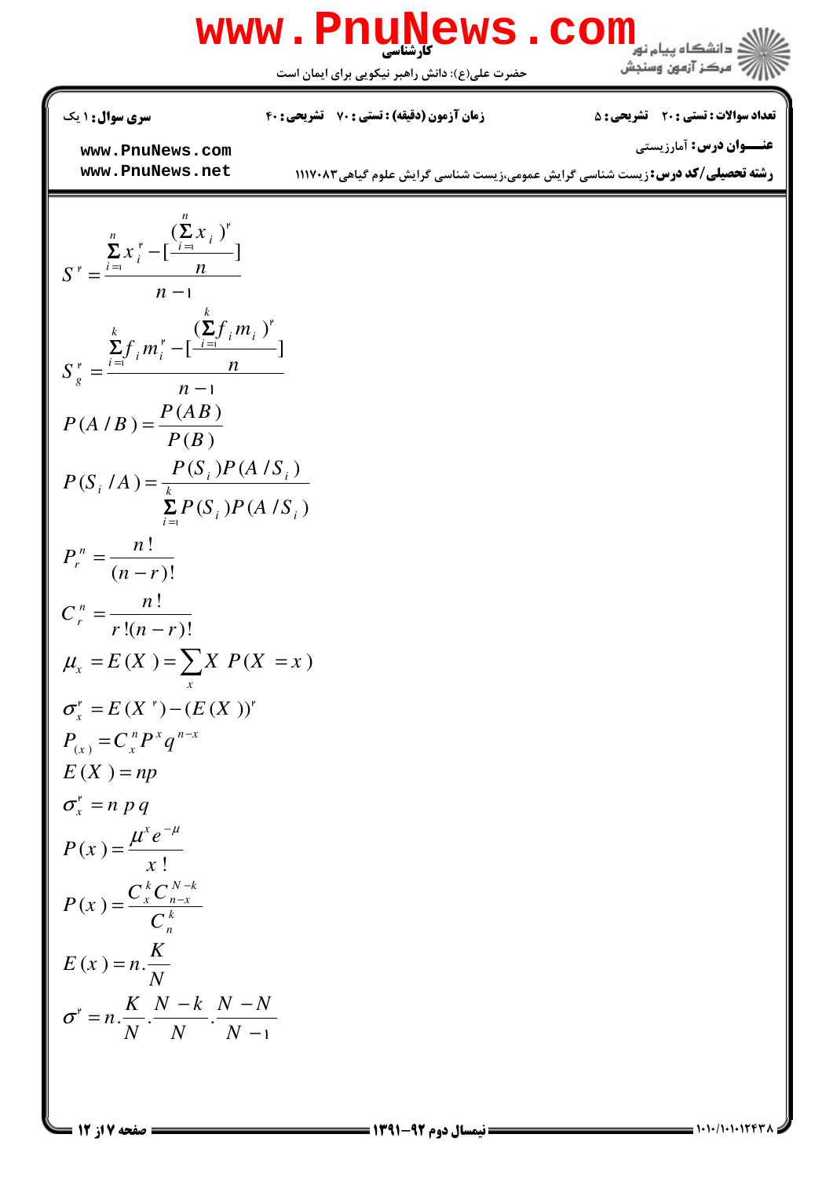$$S^2 = \frac{\sum_{i=1}^{n} x_i^2 - [\frac{(\sum_{i=1}^{n} x_i)^2}{n}]}{n-1}$$

$$S_g^2 = \frac{\sum_{i=1}^{k} f_i m_i^2 - [\frac{(\sum_{i=1}^{k} f_i m_i)^2}{n}]}{n-1}$$

$$P(A/B) = \frac{P(AB)}{P(B)}$$

$$P(S_i/A) = \frac{P(S_i)P(A/S_i)}{\sum_{i=1}^{k} P(S_i)P(A/S_i)}$$

$$P_r^n = \frac{n!}{(n-r)!}$$

$$C_r^n = \frac{n!}{r!(n-r)!}$$

$$\mu_x = E(X) = \sum_x X\ P(X = x)$$

$$\sigma_x^2 = E(X^2) - (E(X))^2$$

$$P_{(x)} = C_x^n P^x q^{n-x}$$

$$E(X) = np$$

$$\sigma_x^2 = n\,p\,q$$

$$P(x) = \frac{\mu^x e^{-\mu}}{x!}$$

$$P(x) = \frac{C_x^k C_{n-x}^{N-k}}{C_n^k}$$

$$E(x) = n.\frac{K}{N}$$

$$\sigma^2 = n.\frac{K}{N}.\frac{N-k}{N}.\frac{N-N}{N-1}$$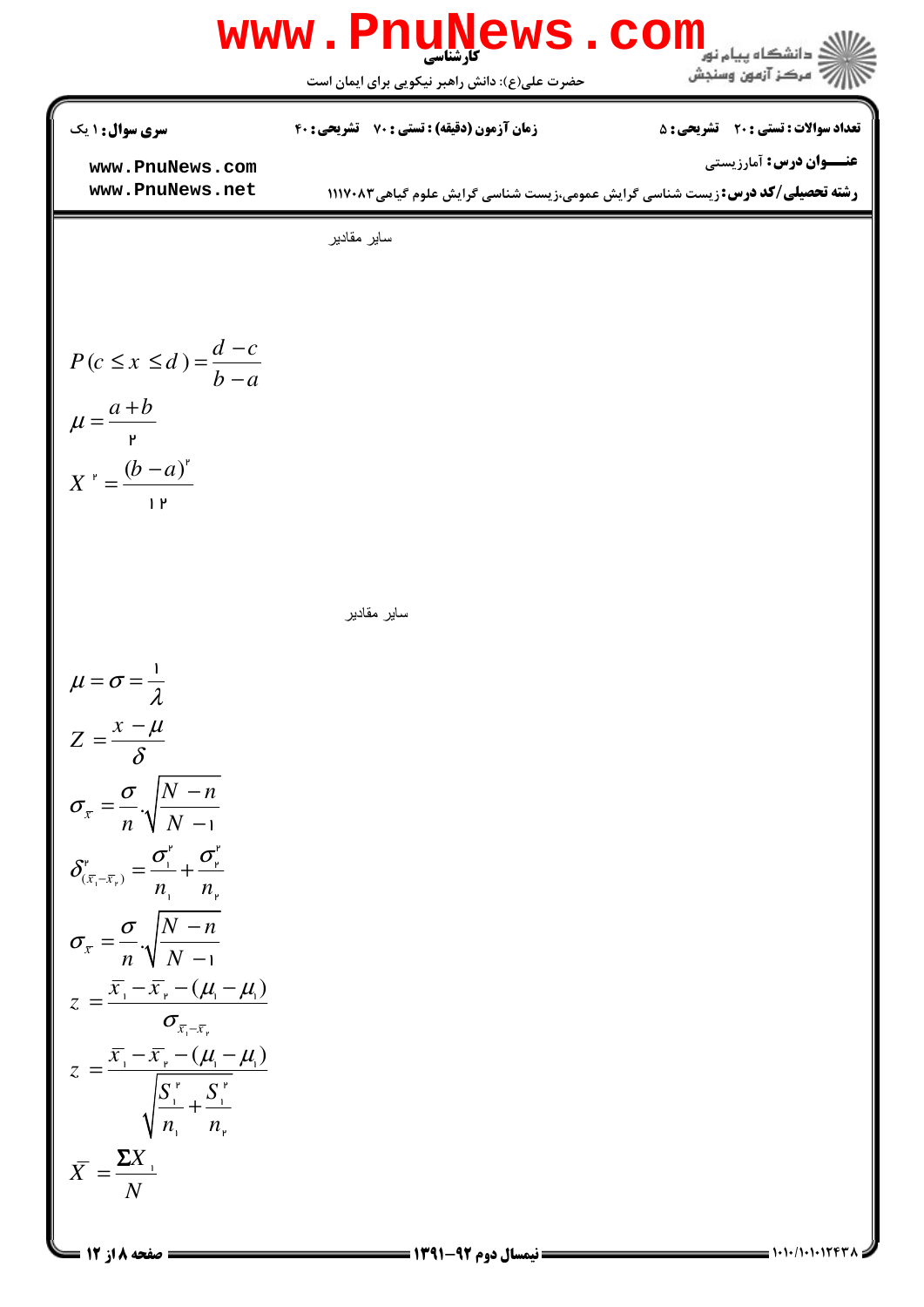سایر مقادیر

$$P(c \le x \le d) = \frac{d-c}{b-a}$$

$$\mu = \frac{a+b}{2}$$

$$X^{2} = \frac{(b-a)^{2}}{12}$$

سایر مقادیر

$$\mu = \sigma = \frac{1}{\lambda}$$

$$Z = \frac{x-\mu}{\delta}$$

$$\sigma_{\bar{x}} = \frac{\sigma}{n} \cdot \sqrt{\frac{N-n}{N-1}}$$

$$\delta^{2}_{(\bar{x}_1 - \bar{x}_2)} = \frac{\sigma_1^{2}}{n_1} + \frac{\sigma_2^{2}}{n_2}$$

$$\sigma_{\bar{x}} = \frac{\sigma}{n} \cdot \sqrt{\frac{N-n}{N-1}}$$

$$z = \frac{\bar{x}_1 - \bar{x}_2 - (\mu_1 - \mu_1)}{\sigma_{\bar{x}_1 - \bar{x}_2}}$$

$$z = \frac{\bar{x}_1 - \bar{x}_2 - (\mu_1 - \mu_1)}{\sqrt{\frac{S_1^{2}}{n_1} + \frac{S_1^{2}}{n_2}}}$$

$$\bar{X} = \frac{\Sigma X_1}{N}$$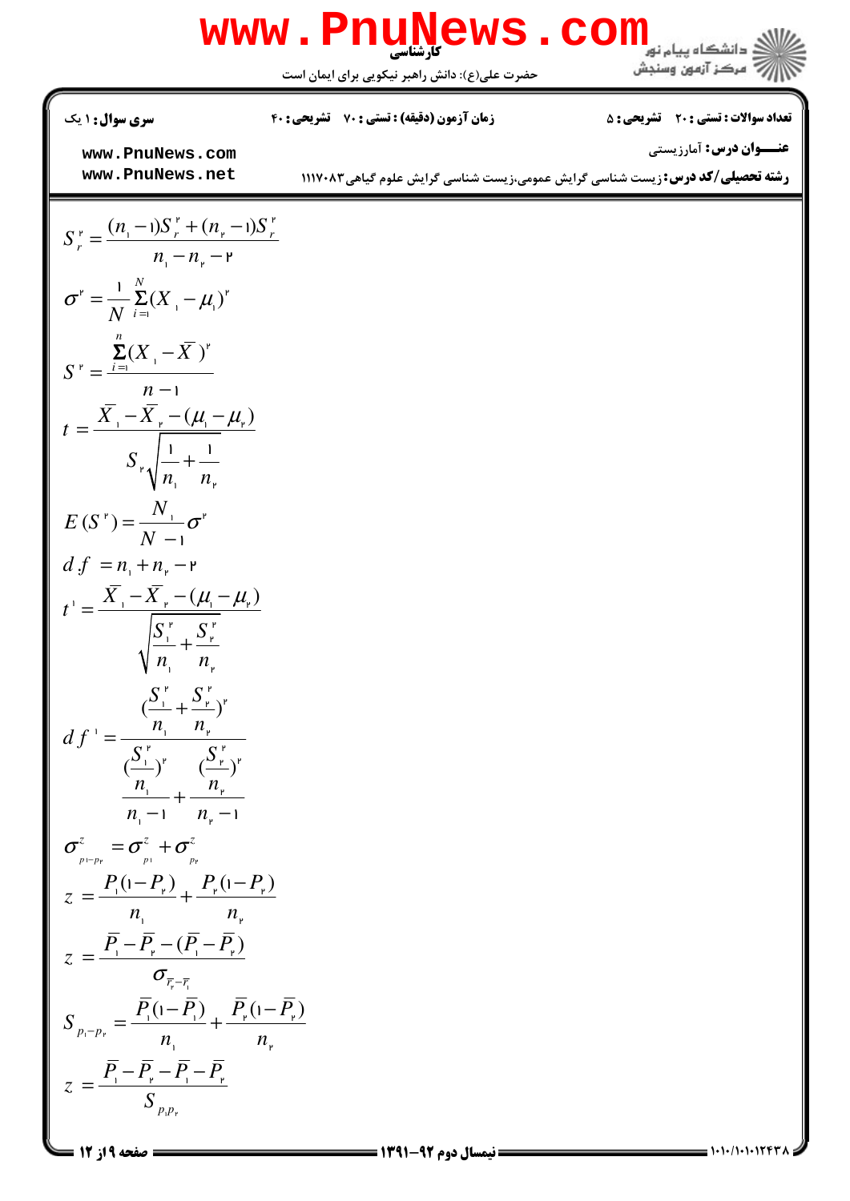سری سؤال: ۱ یک

زمان آزمون (دقیقه): تستی: ۷۰ تشریحی: ۴۰

تعداد سوالات: تستی: ۲۰ تشریحی: ۵

**عنـــوان درس:** آمارزیستی

**رشته تحصیلی/کد درس:** زیست شناسی گرایش عمومی،زیست شناسی گرایش علوم گیاهی ۱۱۱۷۰۸۳

$$S_r^2 = \frac{(n_1 - 1)S_r^2 + (n_2 - 1)S_r^2}{n_1 - n_2 - 2}$$

$$\sigma^2 = \frac{1}{N}\sum_{i=1}^{N}(X_1 - \mu_1)^2$$

$$S^2 = \frac{\sum_{i=1}^{n}(X_1 - \bar{X})^2}{n - 1}$$

$$t = \frac{\bar{X}_1 - \bar{X}_2 - (\mu_1 - \mu_2)}{S_2\sqrt{\frac{1}{n_1} + \frac{1}{n_2}}}$$

$$E(S^2) = \frac{N_1}{N - 1}\sigma^2$$

$$df = n_1 + n_2 - 2$$

$$t' = \frac{\bar{X}_1 - \bar{X}_2 - (\mu_1 - \mu_2)}{\sqrt{\frac{S_1^2}{n_1} + \frac{S_2^2}{n_2}}}$$

$$df' = \frac{\left(\frac{S_1^2}{n_1} + \frac{S_2^2}{n_2}\right)^2}{\frac{\left(\frac{S_1^2}{n_1}\right)^2}{n_1 - 1} + \frac{\left(\frac{S_2^2}{n_2}\right)^2}{n_2 - 1}}$$

$$\sigma^z_{p_1 - p_2} = \sigma^z_{p_1} + \sigma^z_{p_2}$$

$$z = \frac{P_1(1 - P_2)}{n_1} + \frac{P_2(1 - P_2)}{n_2}$$

$$z = \frac{\bar{P}_1 - \bar{P}_2 - (\bar{P}_1 - \bar{P}_2)}{\sigma_{\bar{P}_2 - \bar{P}_1}}$$

$$S_{p_1 - p_2} = \frac{\bar{P}_1(1 - \bar{P}_1)}{n_1} + \frac{\bar{P}_2(1 - \bar{P}_2)}{n_2}$$

$$z = \frac{\bar{P}_1 - \bar{P}_2 - \bar{P}_1 - \bar{P}_2}{S_{p_1 p_2}}$$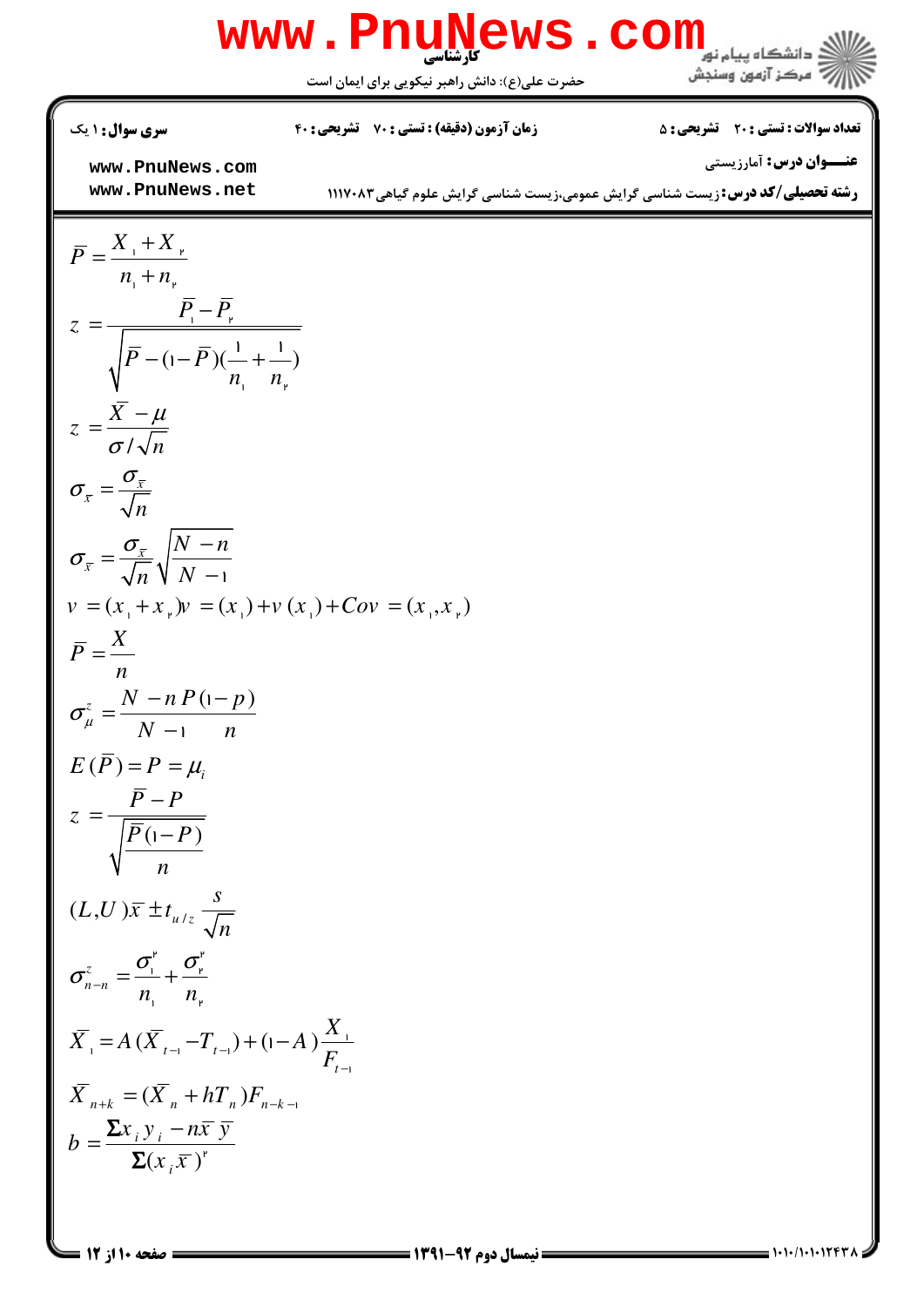کارشناسی

حضرت علی(ع): دانش راهبر نیکویی برای ایمان است

**سری سوال:** ۱ یک

**زمان آزمون (دقیقه) : تستی :** ۷۰ **تشریحی :** ۴۰

**تعداد سوالات : تستی :** ۲۰ **تشریحی :** ۵

**عنـــوان درس:** آمارزیستی

**رشته تحصیلی/کد درس:** زیست شناسی گرایش عمومی،زیست شناسی گرایش علوم گیاهی۱۱۱۷۰۸۳

$$\bar{P} = \frac{X_۱ + X_۲}{n_۱ + n_۲}$$

$$z = \frac{\bar{P}_۱ - \bar{P}_۲}{\sqrt{\bar{P} - (۱-\bar{P})(\frac{۱}{n_۱} + \frac{۱}{n_۲})}}$$

$$z = \frac{\bar{X} - \mu}{\sigma / \sqrt{n}}$$

$$\sigma_{\bar{x}} = \frac{\sigma_{\bar{x}}}{\sqrt{n}}$$

$$\sigma_{\bar{x}} = \frac{\sigma_{\bar{x}}}{\sqrt{n}} \sqrt{\frac{N-n}{N-۱}}$$

$$v = (x_۱ + x_۲)v = (x_۱) + v(x_۱) + Cov = (x_۱, x_۲)$$

$$\bar{P} = \frac{X}{n}$$

$$\sigma^z_{\mu} = \frac{N - n}{N - ۱} \frac{P(۱-p)}{n}$$

$$E(\bar{P}) = P = \mu_i$$

$$z = \frac{\bar{P} - P}{\sqrt{\frac{\bar{P}(۱-P)}{n}}}$$

$$(L,U)\bar{x} \pm t_{u/z} \frac{s}{\sqrt{n}}$$

$$\sigma^z_{n-n} = \frac{\sigma^۲_۱}{n_۱} + \frac{\sigma^۲_۲}{n_۲}$$

$$\bar{X}_۱ = A(\bar{X}_{t-۱} - T_{t-۱}) + (۱-A)\frac{X_۱}{F_{t-۱}}$$

$$\bar{X}_{n+k} = (\bar{X}_n + hT_n)F_{n-k-۱}$$

$$b = \frac{\Sigma x_i y_i - n\bar{x}\,\bar{y}}{\Sigma (x_i \bar{x})^۲}$$

**نیمسال دوم ۹۲-۱۳۹۱**

۱۰۱۰/۱۰۱۰۱۲۴۳۸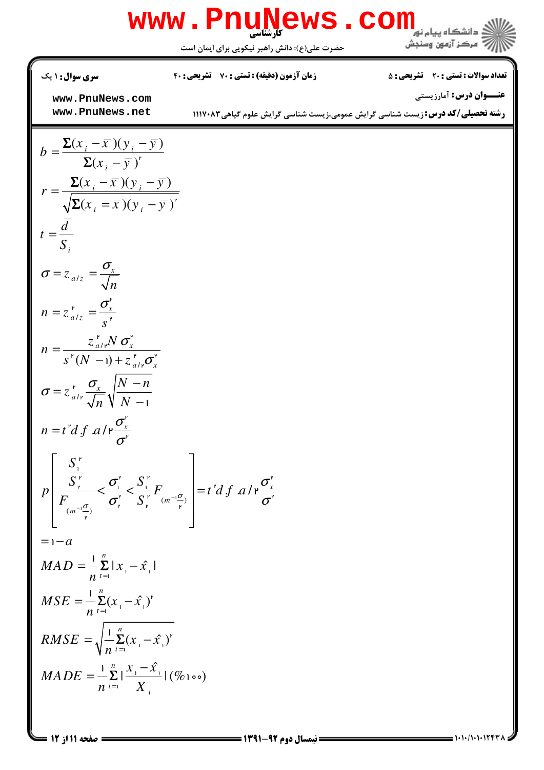سری سوال: ۱ یک

زمان آزمون (دقیقه): تستی: ۷۰ تشریحی: ۴۰

تعداد سوالات: تستی: ۲۰ تشریحی: ۵

عنـــوان درس: آمارزیستی

رشته تحصیلی/کد درس: زیست شناسی گرایش عمومی،زیست شناسی گرایش علوم گیاهی ۱۱۱۷۰۸۳

$$b = \frac{\Sigma(x_i - \bar{x})(y_i - \bar{y})}{\Sigma(x_i - \bar{y})^۲}$$

$$r = \frac{\Sigma(x_i - \bar{x})(y_i - \bar{y})}{\sqrt{\Sigma(x_i = \bar{x})(y_i - \bar{y})^۲}}$$

$$t = \frac{\bar{d}}{S_i}$$

$$\sigma = z_{a/z} = \frac{\sigma_x}{\sqrt{n}}$$

$$n = z^۲_{a/z} = \frac{\sigma^۲_x}{s^۲}$$

$$n = \frac{z^۲_{a/۲} N \sigma^۲_x}{s^۲(N - ۱) + z^۲_{a/۲}\sigma^۲_x}$$

$$\sigma = z^۲_{a/۲} \frac{\sigma_x}{\sqrt{n}} \sqrt{\frac{N - n}{N - ۱}}$$

$$n = t^۲ d.f \; .a/۲ \frac{\sigma^۲_x}{\sigma^۲}$$

$$p\left[\frac{\frac{S^۲_۱}{S^۲_۲}}{F_{(m^{-۱}\frac{\sigma}{۲})}} < \frac{\sigma^۲_۱}{\sigma^۲_۲} < \frac{S^۲_۱}{S^۲_۲} F_{(m^{-۱}\frac{\sigma}{۲})}\right] = t^۲ d.f \; .a/۲ \frac{\sigma^۲_x}{\sigma^۲}$$

$$= ۱ - a$$

$$MAD = \frac{۱}{n}\sum_{t=۱}^{n} | x_۱ - \hat{x}_۱ |$$

$$MSE = \frac{۱}{n}\sum_{t=۱}^{n} (x_۱ - \hat{x}_۱)^۲$$

$$RMSE = \sqrt{\frac{۱}{n}\sum_{t=۱}^{n} (x_۱ - \hat{x}_۱)^۲}$$

$$MADE = \frac{۱}{n}\sum_{t=۱}^{n} \left| \frac{x_۱ - \hat{x}_۱}{X_۱} \right| (\%۱۰۰)$$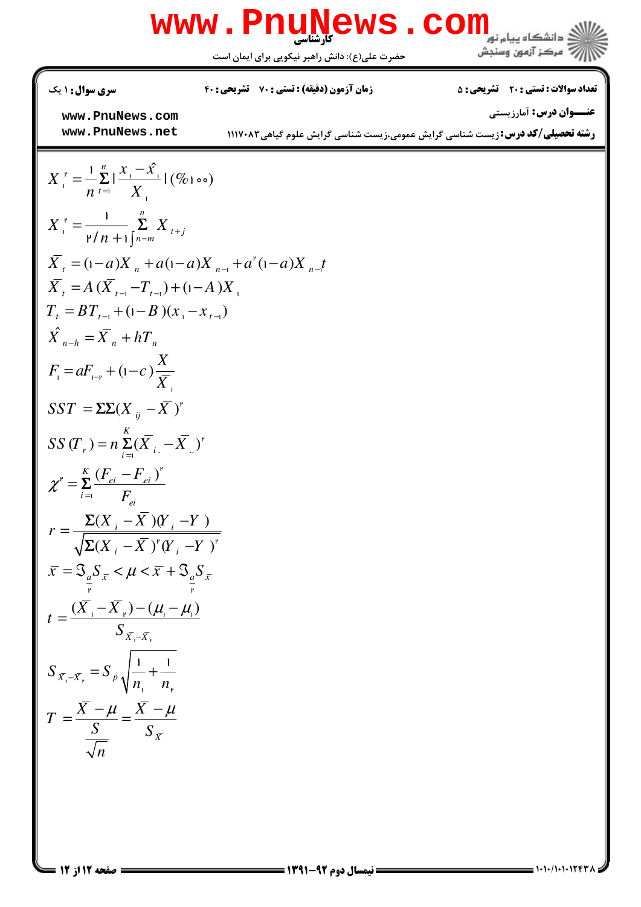**سری سؤال:** ۱ یک

**زمان آزمون (دقیقه) : تستی : ۷۰ تشریحی : ۴۰**

**تعداد سوالات : تستی : ۲۰ تشریحی : ۵**

**عنـــوان درس:** آمارزیستی

**رشته تحصیلی/کد درس:** زیست شناسی گرایش عمومی،زیست شناسی گرایش علوم گیاهی۱۱۱۷۰۸۳

$$X_1^2 = \frac{1}{n}\sum_{t=1}^{n} \left| \frac{x_1 - \hat{x}_1}{X_1} \right| (\%100)$$

$$X_1^2 = \frac{1}{2/n+1} \int_{n-m}^{n} \sum X_{t+j}$$

$$\bar{X}_t = (1-a)X_n + a(1-a)X_{n-1} + a^2(1-a)X_{n-1}t$$

$$\bar{X}_t = A(\bar{X}_{t-1} - T_{t-1}) + (1-A)X_1$$

$$T_t = BT_{t-1} + (1-B)(x_1 - x_{t-1})$$

$$\hat{X}_{n-h} = \bar{X}_n + hT_n$$

$$F_1 = aF_{1-2} + (1-c)\frac{X}{\bar{X}_1}$$

$$SST = \Sigma\Sigma(X_{ij} - \bar{X})^2$$

$$SS(T_r) = n\sum_{i=1}^{K}(\bar{X}_{i.} - \bar{X}_{..})^2$$

$$\chi^2 = \sum_{i=1}^{K} \frac{(F_{ei} - F_{ei})^2}{F_{ei}}$$

$$r = \frac{\Sigma(X_i - \bar{X})(Y_i - Y)}{\sqrt{\Sigma(X_i - \bar{X})^2 (Y_i - Y)^2}}$$

$$\bar{x} = \Im_{\frac{a}{2}} S_{\bar{x}} < \mu < \bar{x} + \Im_{\frac{a}{2}} S_{\bar{x}}$$

$$t = \frac{(\bar{X}_1 - \bar{X}_2) - (\mu_1 - \mu_1)}{S_{\bar{X}_1 - \bar{X}_2}}$$

$$S_{\bar{X}_1 - \bar{X}_2} = S_p \sqrt{\frac{1}{n_1} + \frac{1}{n_2}}$$

$$T = \frac{\bar{X} - \mu}{\frac{S}{\sqrt{n}}} = \frac{\bar{X} - \mu}{S_{\bar{X}}}$$